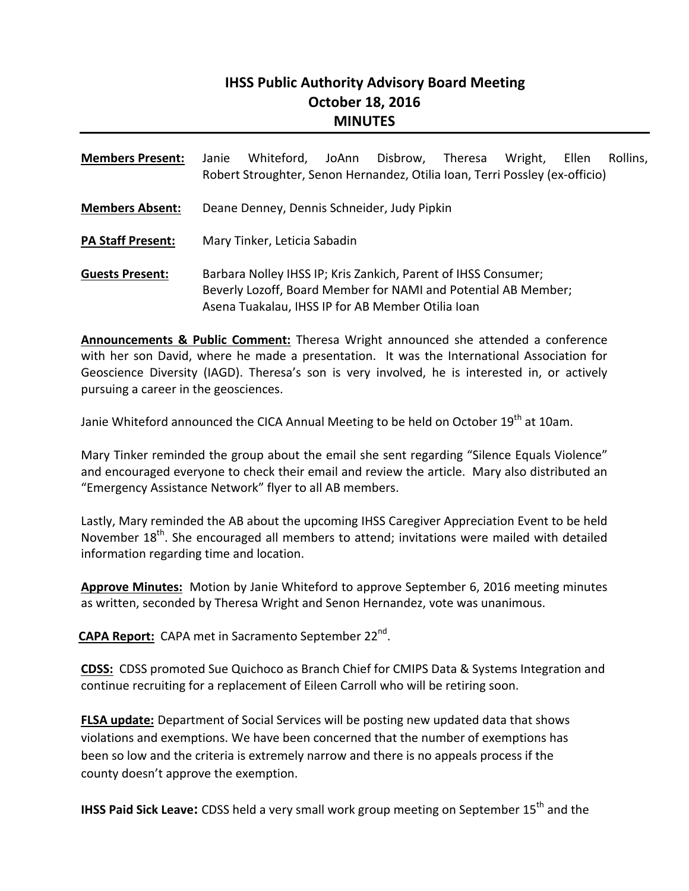# IHSS Public Authority Advisory Board Meeting
## October 18, 2016
## MINUTES

**Members Present:** Janie Whiteford, JoAnn Disbrow, Theresa Wright, Ellen Rollins, Robert Stroughter, Senon Hernandez, Otilia Ioan, Terri Possley (ex-officio)

**Members Absent:** Deane Denney, Dennis Schneider, Judy Pipkin

**PA Staff Present:** Mary Tinker, Leticia Sabadin

**Guests Present:** Barbara Nolley IHSS IP; Kris Zankich, Parent of IHSS Consumer; Beverly Lozoff, Board Member for NAMI and Potential AB Member; Asena Tuakalau, IHSS IP for AB Member Otilia Ioan

**Announcements & Public Comment:** Theresa Wright announced she attended a conference with her son David, where he made a presentation. It was the International Association for Geoscience Diversity (IAGD). Theresa's son is very involved, he is interested in, or actively pursuing a career in the geosciences.

Janie Whiteford announced the CICA Annual Meeting to be held on October 19th at 10am.

Mary Tinker reminded the group about the email she sent regarding "Silence Equals Violence" and encouraged everyone to check their email and review the article. Mary also distributed an "Emergency Assistance Network" flyer to all AB members.

Lastly, Mary reminded the AB about the upcoming IHSS Caregiver Appreciation Event to be held November 18th. She encouraged all members to attend; invitations were mailed with detailed information regarding time and location.

**Approve Minutes:** Motion by Janie Whiteford to approve September 6, 2016 meeting minutes as written, seconded by Theresa Wright and Senon Hernandez, vote was unanimous.

**CAPA Report:** CAPA met in Sacramento September 22nd.

**CDSS:** CDSS promoted Sue Quichoco as Branch Chief for CMIPS Data & Systems Integration and continue recruiting for a replacement of Eileen Carroll who will be retiring soon.

**FLSA update:** Department of Social Services will be posting new updated data that shows violations and exemptions. We have been concerned that the number of exemptions has been so low and the criteria is extremely narrow and there is no appeals process if the county doesn't approve the exemption.

**IHSS Paid Sick Leave:** CDSS held a very small work group meeting on September 15th and the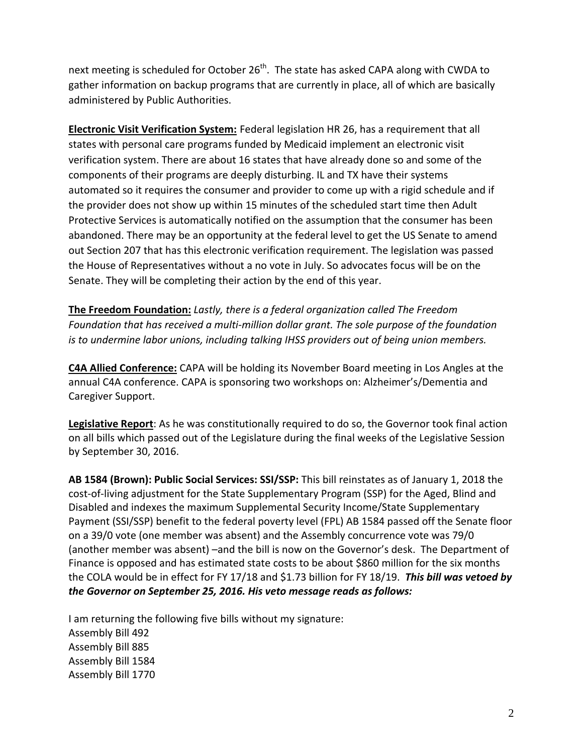next meeting is scheduled for October 26th. The state has asked CAPA along with CWDA to gather information on backup programs that are currently in place, all of which are basically administered by Public Authorities.

**Electronic Visit Verification System:** Federal legislation HR 26, has a requirement that all states with personal care programs funded by Medicaid implement an electronic visit verification system. There are about 16 states that have already done so and some of the components of their programs are deeply disturbing. IL and TX have their systems automated so it requires the consumer and provider to come up with a rigid schedule and if the provider does not show up within 15 minutes of the scheduled start time then Adult Protective Services is automatically notified on the assumption that the consumer has been abandoned. There may be an opportunity at the federal level to get the US Senate to amend out Section 207 that has this electronic verification requirement. The legislation was passed the House of Representatives without a no vote in July. So advocates focus will be on the Senate. They will be completing their action by the end of this year.

**The Freedom Foundation:** *Lastly, there is a federal organization called The Freedom Foundation that has received a multi-million dollar grant. The sole purpose of the foundation is to undermine labor unions, including talking IHSS providers out of being union members.*

**C4A Allied Conference:** CAPA will be holding its November Board meeting in Los Angles at the annual C4A conference. CAPA is sponsoring two workshops on: Alzheimer's/Dementia and Caregiver Support.

**Legislative Report**: As he was constitutionally required to do so, the Governor took final action on all bills which passed out of the Legislature during the final weeks of the Legislative Session by September 30, 2016.

**AB 1584 (Brown): Public Social Services: SSI/SSP:** This bill reinstates as of January 1, 2018 the cost-of-living adjustment for the State Supplementary Program (SSP) for the Aged, Blind and Disabled and indexes the maximum Supplemental Security Income/State Supplementary Payment (SSI/SSP) benefit to the federal poverty level (FPL) AB 1584 passed off the Senate floor on a 39/0 vote (one member was absent) and the Assembly concurrence vote was 79/0 (another member was absent) –and the bill is now on the Governor's desk. The Department of Finance is opposed and has estimated state costs to be about $860 million for the six months the COLA would be in effect for FY 17/18 and $1.73 billion for FY 18/19. ***This bill was vetoed by the Governor on September 25, 2016. His veto message reads as follows:***

I am returning the following five bills without my signature:
Assembly Bill 492
Assembly Bill 885
Assembly Bill 1584
Assembly Bill 1770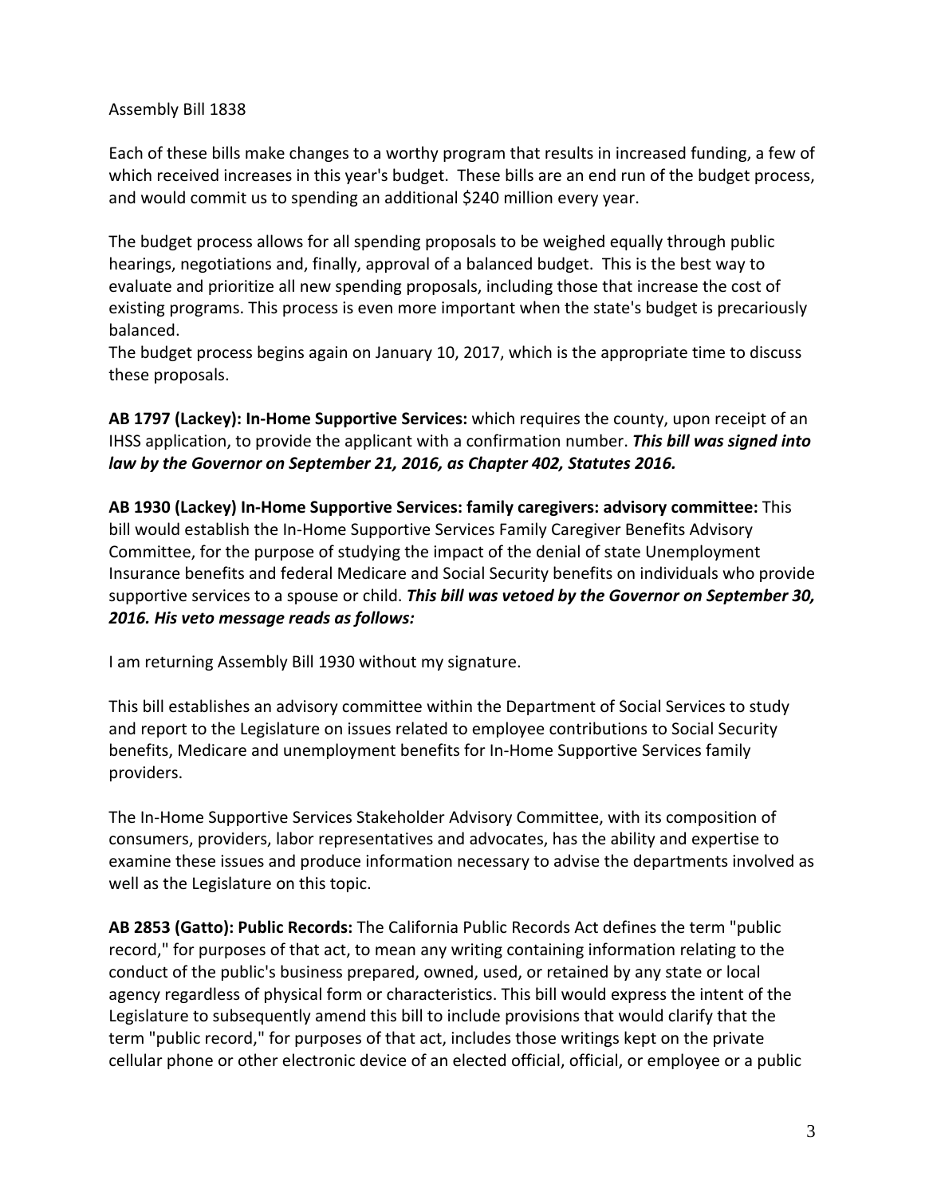Assembly Bill 1838

Each of these bills make changes to a worthy program that results in increased funding, a few of which received increases in this year's budget. These bills are an end run of the budget process, and would commit us to spending an additional $240 million every year.

The budget process allows for all spending proposals to be weighed equally through public hearings, negotiations and, finally, approval of a balanced budget. This is the best way to evaluate and prioritize all new spending proposals, including those that increase the cost of existing programs. This process is even more important when the state's budget is precariously balanced.

The budget process begins again on January 10, 2017, which is the appropriate time to discuss these proposals.

**AB 1797 (Lackey): In-Home Supportive Services:** which requires the county, upon receipt of an IHSS application, to provide the applicant with a confirmation number. ***This bill was signed into law by the Governor on September 21, 2016, as Chapter 402, Statutes 2016.***

**AB 1930 (Lackey) In-Home Supportive Services: family caregivers: advisory committee:** This bill would establish the In-Home Supportive Services Family Caregiver Benefits Advisory Committee, for the purpose of studying the impact of the denial of state Unemployment Insurance benefits and federal Medicare and Social Security benefits on individuals who provide supportive services to a spouse or child. ***This bill was vetoed by the Governor on September 30, 2016. His veto message reads as follows:***

I am returning Assembly Bill 1930 without my signature.

This bill establishes an advisory committee within the Department of Social Services to study and report to the Legislature on issues related to employee contributions to Social Security benefits, Medicare and unemployment benefits for In-Home Supportive Services family providers.

The In-Home Supportive Services Stakeholder Advisory Committee, with its composition of consumers, providers, labor representatives and advocates, has the ability and expertise to examine these issues and produce information necessary to advise the departments involved as well as the Legislature on this topic.

**AB 2853 (Gatto): Public Records:** The California Public Records Act defines the term "public record," for purposes of that act, to mean any writing containing information relating to the conduct of the public's business prepared, owned, used, or retained by any state or local agency regardless of physical form or characteristics. This bill would express the intent of the Legislature to subsequently amend this bill to include provisions that would clarify that the term "public record," for purposes of that act, includes those writings kept on the private cellular phone or other electronic device of an elected official, official, or employee or a public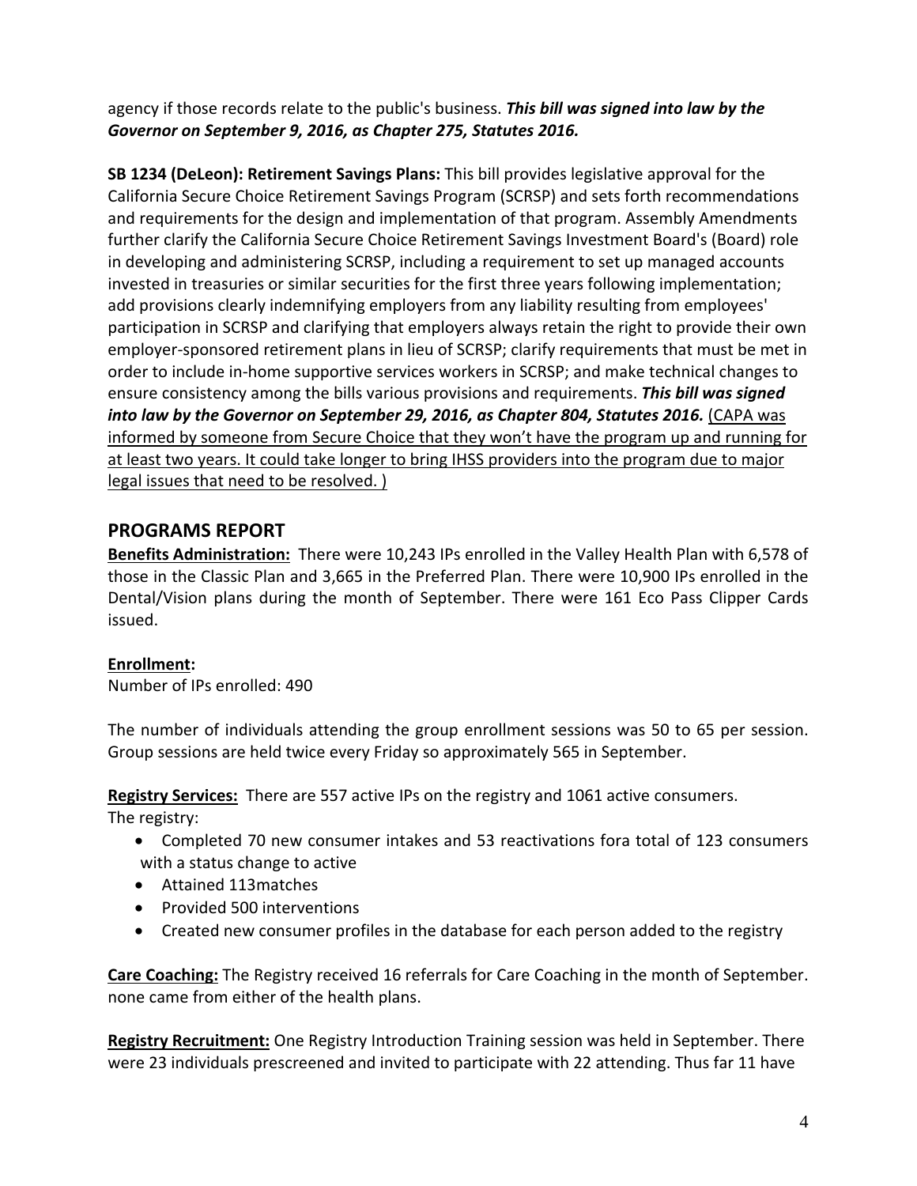agency if those records relate to the public's business. ***This bill was signed into law by the Governor on September 9, 2016, as Chapter 275, Statutes 2016.***

**SB 1234 (DeLeon): Retirement Savings Plans:** This bill provides legislative approval for the California Secure Choice Retirement Savings Program (SCRSP) and sets forth recommendations and requirements for the design and implementation of that program. Assembly Amendments further clarify the California Secure Choice Retirement Savings Investment Board's (Board) role in developing and administering SCRSP, including a requirement to set up managed accounts invested in treasuries or similar securities for the first three years following implementation; add provisions clearly indemnifying employers from any liability resulting from employees' participation in SCRSP and clarifying that employers always retain the right to provide their own employer-sponsored retirement plans in lieu of SCRSP; clarify requirements that must be met in order to include in-home supportive services workers in SCRSP; and make technical changes to ensure consistency among the bills various provisions and requirements. ***This bill was signed into law by the Governor on September 29, 2016, as Chapter 804, Statutes 2016.*** <u>(CAPA was informed by someone from Secure Choice that they won't have the program up and running for at least two years. It could take longer to bring IHSS providers into the program due to major legal issues that need to be resolved. )</u>

## PROGRAMS REPORT

**<u>Benefits Administration:</u>** There were 10,243 IPs enrolled in the Valley Health Plan with 6,578 of those in the Classic Plan and 3,665 in the Preferred Plan. There were 10,900 IPs enrolled in the Dental/Vision plans during the month of September. There were 161 Eco Pass Clipper Cards issued.

**<u>Enrollment:</u>**
Number of IPs enrolled: 490

The number of individuals attending the group enrollment sessions was 50 to 65 per session. Group sessions are held twice every Friday so approximately 565 in September.

**<u>Registry Services:</u>** There are 557 active IPs on the registry and 1061 active consumers.
The registry:

- Completed 70 new consumer intakes and 53 reactivations fora total of 123 consumers with a status change to active
- Attained 113matches
- Provided 500 interventions
- Created new consumer profiles in the database for each person added to the registry

**<u>Care Coaching:</u>** The Registry received 16 referrals for Care Coaching in the month of September. none came from either of the health plans.

**<u>Registry Recruitment:</u>** One Registry Introduction Training session was held in September. There were 23 individuals prescreened and invited to participate with 22 attending. Thus far 11 have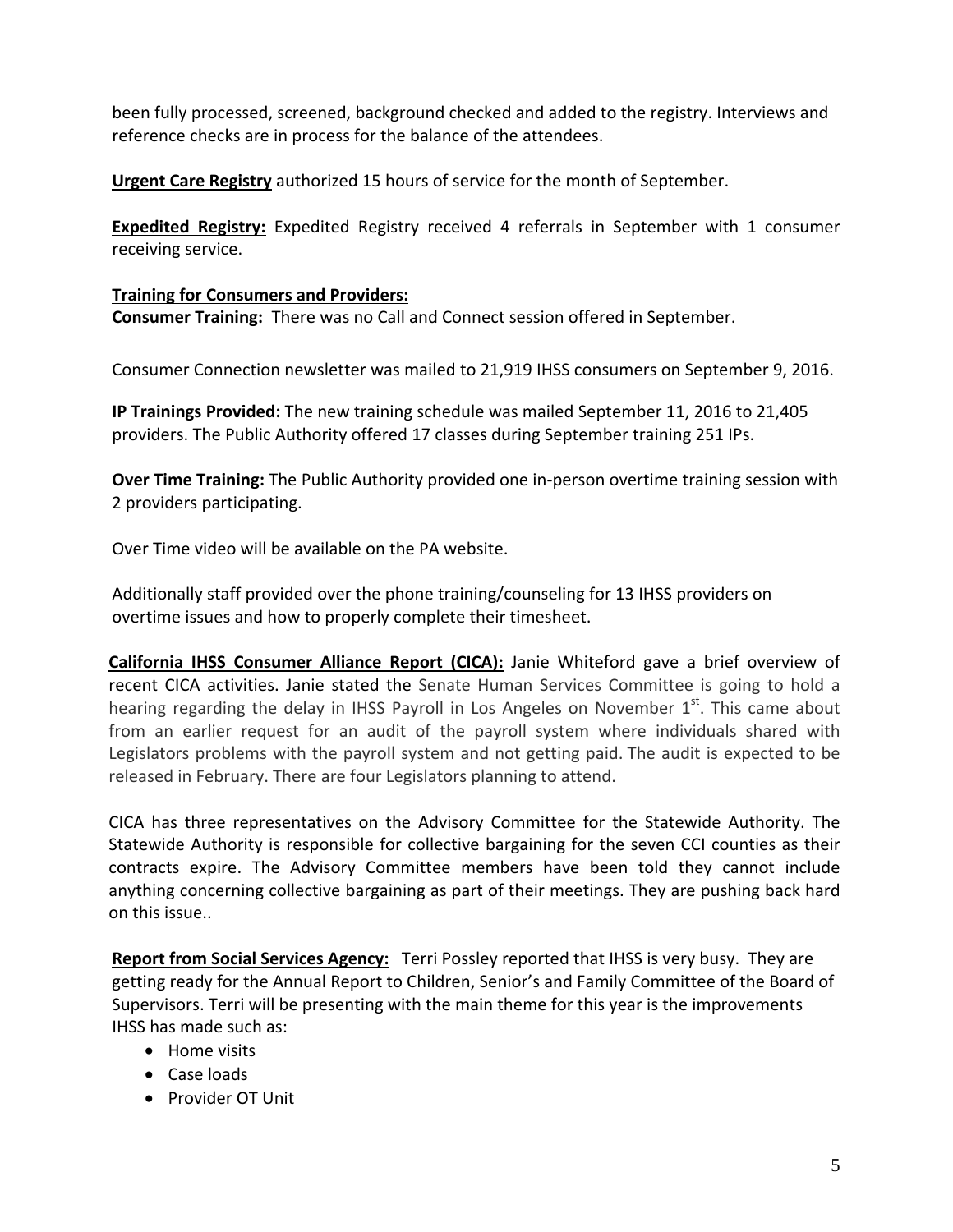been fully processed, screened, background checked and added to the registry. Interviews and reference checks are in process for the balance of the attendees.

**Urgent Care Registry** authorized 15 hours of service for the month of September.

**Expedited Registry:** Expedited Registry received 4 referrals in September with 1 consumer receiving service.

**Training for Consumers and Providers:**
**Consumer Training:** There was no Call and Connect session offered in September.

Consumer Connection newsletter was mailed to 21,919 IHSS consumers on September 9, 2016.

**IP Trainings Provided:** The new training schedule was mailed September 11, 2016 to 21,405 providers. The Public Authority offered 17 classes during September training 251 IPs.

**Over Time Training:** The Public Authority provided one in-person overtime training session with 2 providers participating.

Over Time video will be available on the PA website.

Additionally staff provided over the phone training/counseling for 13 IHSS providers on overtime issues and how to properly complete their timesheet.

**California IHSS Consumer Alliance Report (CICA):** Janie Whiteford gave a brief overview of recent CICA activities. Janie stated the Senate Human Services Committee is going to hold a hearing regarding the delay in IHSS Payroll in Los Angeles on November 1st. This came about from an earlier request for an audit of the payroll system where individuals shared with Legislators problems with the payroll system and not getting paid. The audit is expected to be released in February. There are four Legislators planning to attend.

CICA has three representatives on the Advisory Committee for the Statewide Authority. The Statewide Authority is responsible for collective bargaining for the seven CCI counties as their contracts expire. The Advisory Committee members have been told they cannot include anything concerning collective bargaining as part of their meetings. They are pushing back hard on this issue..

**Report from Social Services Agency:** Terri Possley reported that IHSS is very busy. They are getting ready for the Annual Report to Children, Senior's and Family Committee of the Board of Supervisors. Terri will be presenting with the main theme for this year is the improvements IHSS has made such as:

- Home visits
- Case loads
- Provider OT Unit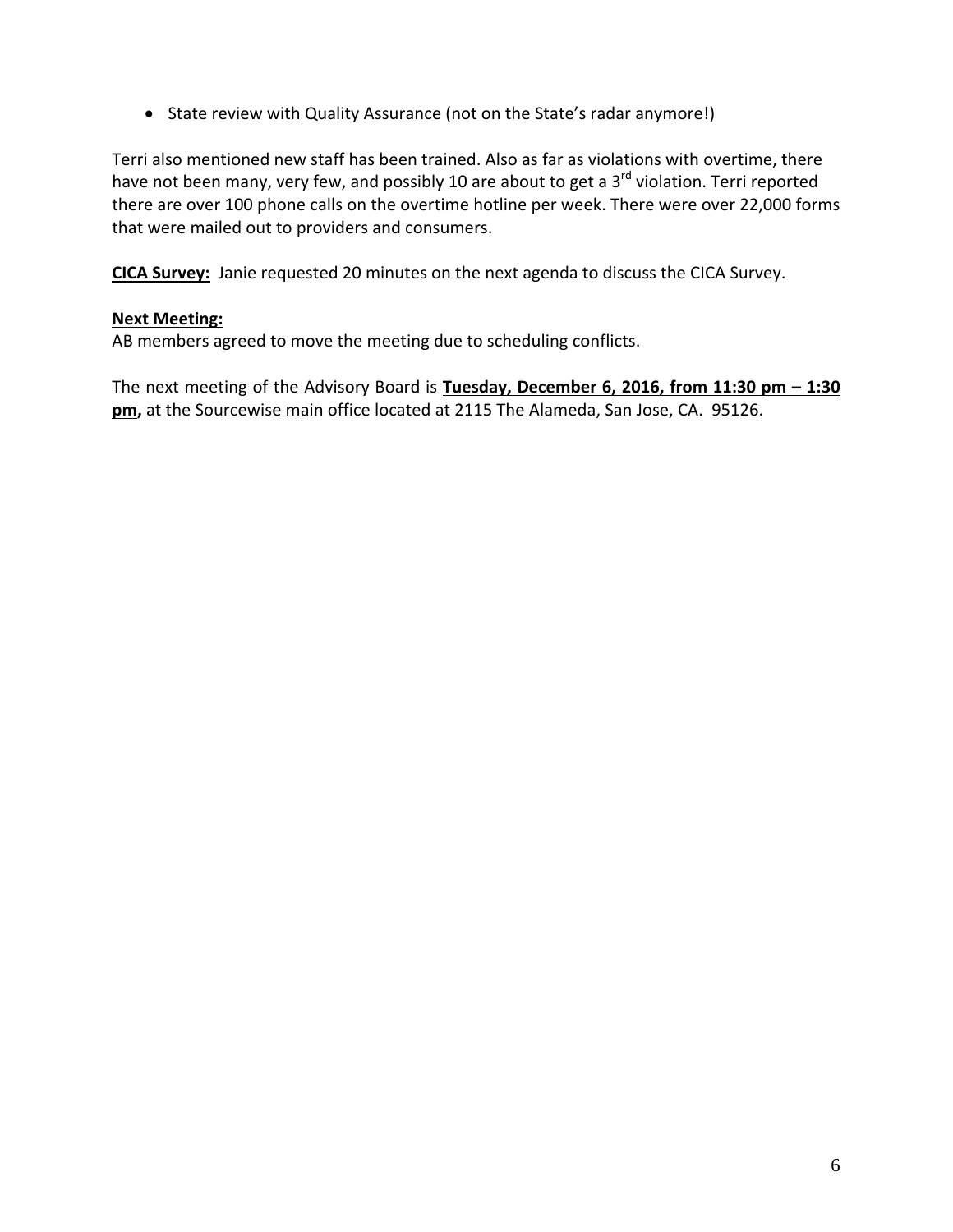- State review with Quality Assurance (not on the State's radar anymore!)

Terri also mentioned new staff has been trained. Also as far as violations with overtime, there have not been many, very few, and possibly 10 are about to get a 3rd violation. Terri reported there are over 100 phone calls on the overtime hotline per week. There were over 22,000 forms that were mailed out to providers and consumers.

**CICA Survey:** Janie requested 20 minutes on the next agenda to discuss the CICA Survey.

**Next Meeting:**
AB members agreed to move the meeting due to scheduling conflicts.

The next meeting of the Advisory Board is **Tuesday, December 6, 2016, from 11:30 pm – 1:30 pm,** at the Sourcewise main office located at 2115 The Alameda, San Jose, CA. 95126.